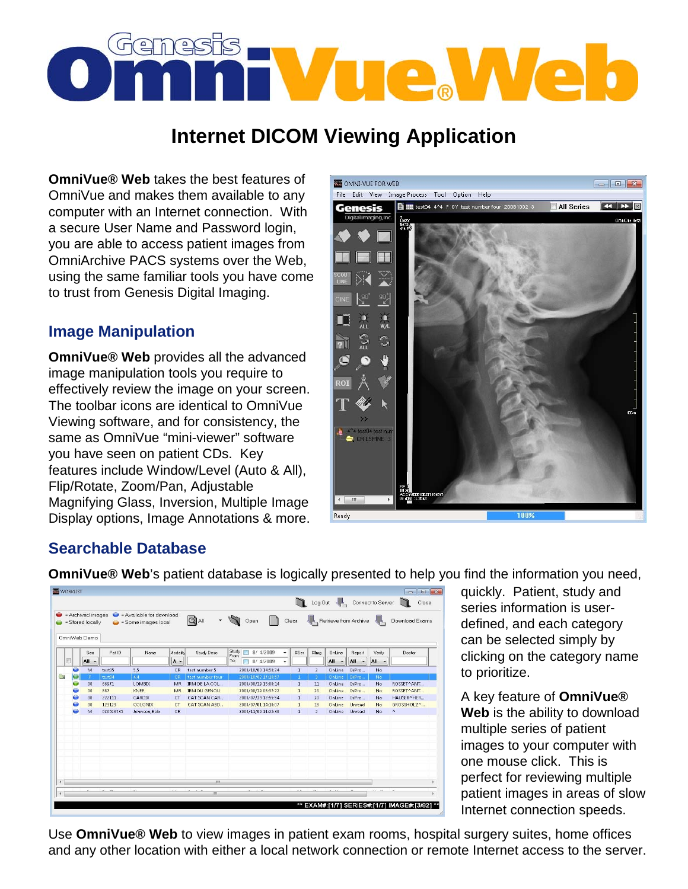# Genesis OmniVue® Web

## Internet DICOM Viewing Application

**OmniVue® Web** takes the best features of OmniVue and makes them available to any computer with an Internet connection. With a secure User Name and Password login, you are able to access patient images from OmniArchive PACS systems over the Web, using the same familiar tools you have come to trust from Genesis Digital Imaging.

### Image Manipulation

**OmniVue® Web** provides all the advanced image manipulation tools you require to effectively review the image on your screen. The toolbar icons are identical to OmniVue Viewing software, and for consistency, the same as OmniVue "mini-viewer" software you have seen on patient CDs. Key features include Window/Level (Auto & All), Flip/Rotate, Zoom/Pan, Adjustable Magnifying Glass, Inversion, Multiple Image Display options, Image Annotations & more.

### Searchable Database

**OmniVue® Web**'s patient database is logically presented to help you find the information you need, quickly. Patient, study and series information is user-defined, and each category can be selected simply by clicking on the category name to prioritize.

A key feature of **OmniVue® Web** is the ability to download multiple series of patient images to your computer with one mouse click. This is perfect for reviewing multiple patient images in areas of slow Internet connection speeds.

Use **OmniVue® Web** to view images in patient exam rooms, hospital surgery suites, home offices and any other location with either a local network connection or remote Internet access to the server.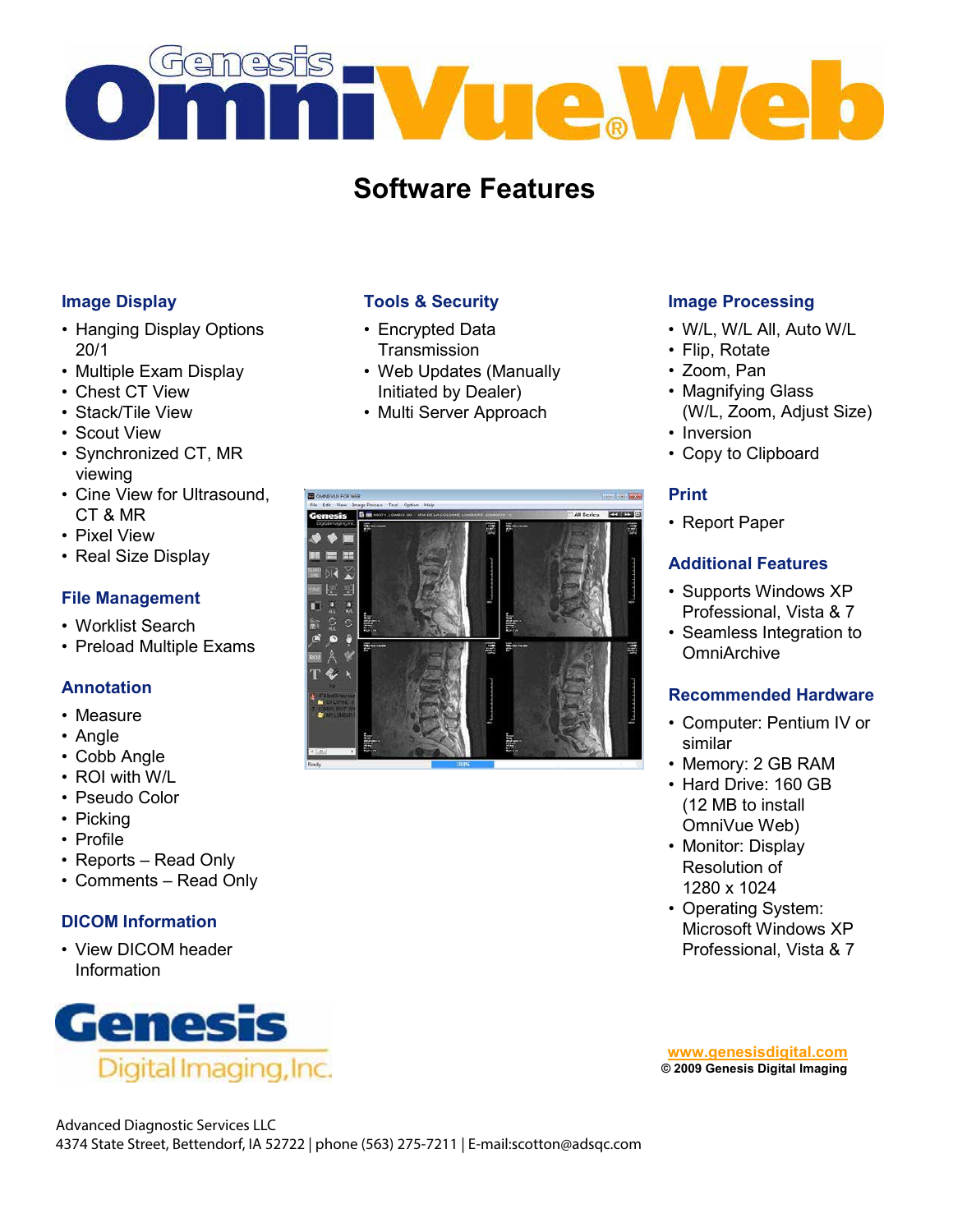# Genesis OmniVue® Web

## Software Features

### Image Display

- Hanging Display Options 20/1
- Multiple Exam Display
- Chest CT View
- Stack/Tile View
- Scout View
- Synchronized CT, MR viewing
- Cine View for Ultrasound, CT & MR
- Pixel View
- Real Size Display

### File Management

- Worklist Search
- Preload Multiple Exams

### Annotation

- Measure
- Angle
- Cobb Angle
- ROI with W/L
- Pseudo Color
- Picking
- Profile
- Reports – Read Only
- Comments – Read Only

### DICOM Information

- View DICOM header Information

### Tools & Security

- Encrypted Data Transmission
- Web Updates (Manually Initiated by Dealer)
- Multi Server Approach

### Image Processing

- W/L, W/L All, Auto W/L
- Flip, Rotate
- Zoom, Pan
- Magnifying Glass (W/L, Zoom, Adjust Size)
- Inversion
- Copy to Clipboard

### Print

- Report Paper

### Additional Features

- Supports Windows XP Professional, Vista & 7
- Seamless Integration to OmniArchive

### Recommended Hardware

- Computer: Pentium IV or similar
- Memory: 2 GB RAM
- Hard Drive: 160 GB (12 MB to install OmniVue Web)
- Monitor: Display Resolution of 1280 x 1024
- Operating System: Microsoft Windows XP Professional, Vista & 7

Genesis Digital Imaging, Inc.

www.genesisdigital.com
**© 2009 Genesis Digital Imaging**

Advanced Diagnostic Services LLC
4374 State Street, Bettendorf, IA 52722 | phone (563) 275-7211 | E-mail:scotton@adsqc.com